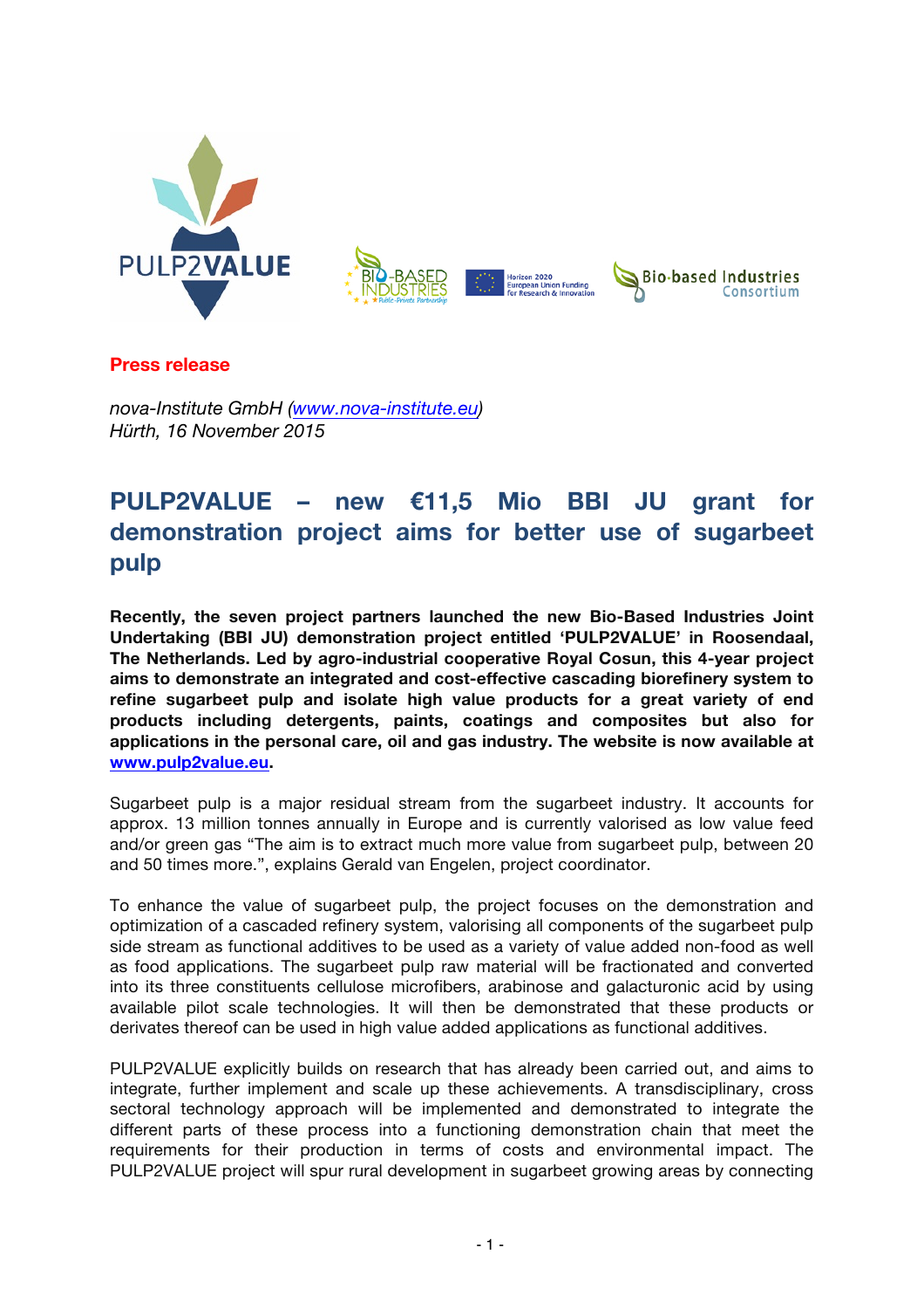**Press release**

*nova-Institute GmbH ([www.nova-institute.eu](www.nova-institute.eu))*
*Hürth, 16 November 2015*

# PULP2VALUE – new €11,5 Mio BBI JU grant for demonstration project aims for better use of sugarbeet pulp

**Recently, the seven project partners launched the new Bio-Based Industries Joint Undertaking (BBI JU) demonstration project entitled 'PULP2VALUE' in Roosendaal, The Netherlands. Led by agro-industrial cooperative Royal Cosun, this 4-year project aims to demonstrate an integrated and cost-effective cascading biorefinery system to refine sugarbeet pulp and isolate high value products for a great variety of end products including detergents, paints, coatings and composites but also for applications in the personal care, oil and gas industry. The website is now available at [www.pulp2value.eu](www.pulp2value.eu).**

Sugarbeet pulp is a major residual stream from the sugarbeet industry. It accounts for approx. 13 million tonnes annually in Europe and is currently valorised as low value feed and/or green gas "The aim is to extract much more value from sugarbeet pulp, between 20 and 50 times more.", explains Gerald van Engelen, project coordinator.

To enhance the value of sugarbeet pulp, the project focuses on the demonstration and optimization of a cascaded refinery system, valorising all components of the sugarbeet pulp side stream as functional additives to be used as a variety of value added non-food as well as food applications. The sugarbeet pulp raw material will be fractionated and converted into its three constituents cellulose microfibers, arabinose and galacturonic acid by using available pilot scale technologies. It will then be demonstrated that these products or derivates thereof can be used in high value added applications as functional additives.

PULP2VALUE explicitly builds on research that has already been carried out, and aims to integrate, further implement and scale up these achievements. A transdisciplinary, cross sectoral technology approach will be implemented and demonstrated to integrate the different parts of these process into a functioning demonstration chain that meet the requirements for their production in terms of costs and environmental impact. The PULP2VALUE project will spur rural development in sugarbeet growing areas by connecting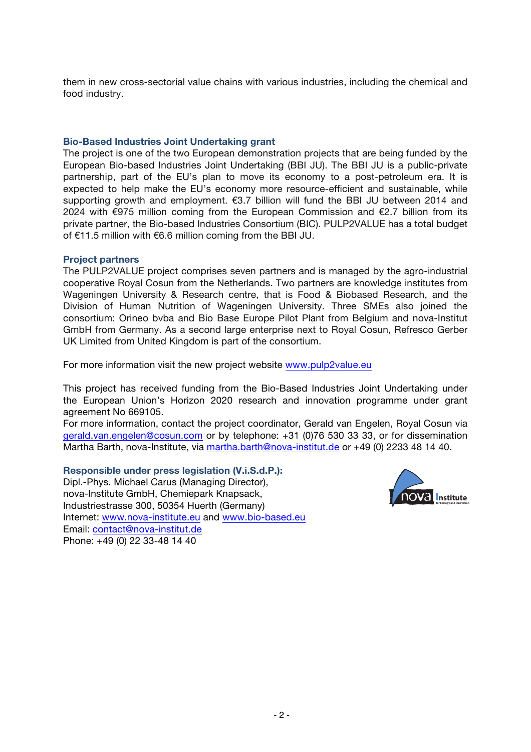them in new cross-sectorial value chains with various industries, including the chemical and food industry.

### Bio-Based Industries Joint Undertaking grant

The project is one of the two European demonstration projects that are being funded by the European Bio-based Industries Joint Undertaking (BBI JU). The BBI JU is a public-private partnership, part of the EU's plan to move its economy to a post-petroleum era. It is expected to help make the EU's economy more resource-efficient and sustainable, while supporting growth and employment. €3.7 billion will fund the BBI JU between 2014 and 2024 with €975 million coming from the European Commission and €2.7 billion from its private partner, the Bio-based Industries Consortium (BIC). PULP2VALUE has a total budget of €11.5 million with €6.6 million coming from the BBI JU.

### Project partners

The PULP2VALUE project comprises seven partners and is managed by the agro-industrial cooperative Royal Cosun from the Netherlands. Two partners are knowledge institutes from Wageningen University & Research centre, that is Food & Biobased Research, and the Division of Human Nutrition of Wageningen University. Three SMEs also joined the consortium: Orineo bvba and Bio Base Europe Pilot Plant from Belgium and nova-Institut GmbH from Germany. As a second large enterprise next to Royal Cosun, Refresco Gerber UK Limited from United Kingdom is part of the consortium.

For more information visit the new project website www.pulp2value.eu

This project has received funding from the Bio-Based Industries Joint Undertaking under the European Union's Horizon 2020 research and innovation programme under grant agreement No 669105.
For more information, contact the project coordinator, Gerald van Engelen, Royal Cosun via gerald.van.engelen@cosun.com or by telephone: +31 (0)76 530 33 33, or for dissemination Martha Barth, nova-Institute, via martha.barth@nova-institut.de or +49 (0) 2233 48 14 40.

### Responsible under press legislation (V.i.S.d.P.):

Dipl.-Phys. Michael Carus (Managing Director),
nova-Institute GmbH, Chemiepark Knapsack,
Industriestrasse 300, 50354 Huerth (Germany)
Internet: www.nova-institute.eu and www.bio-based.eu
Email: contact@nova-institut.de
Phone: +49 (0) 22 33-48 14 40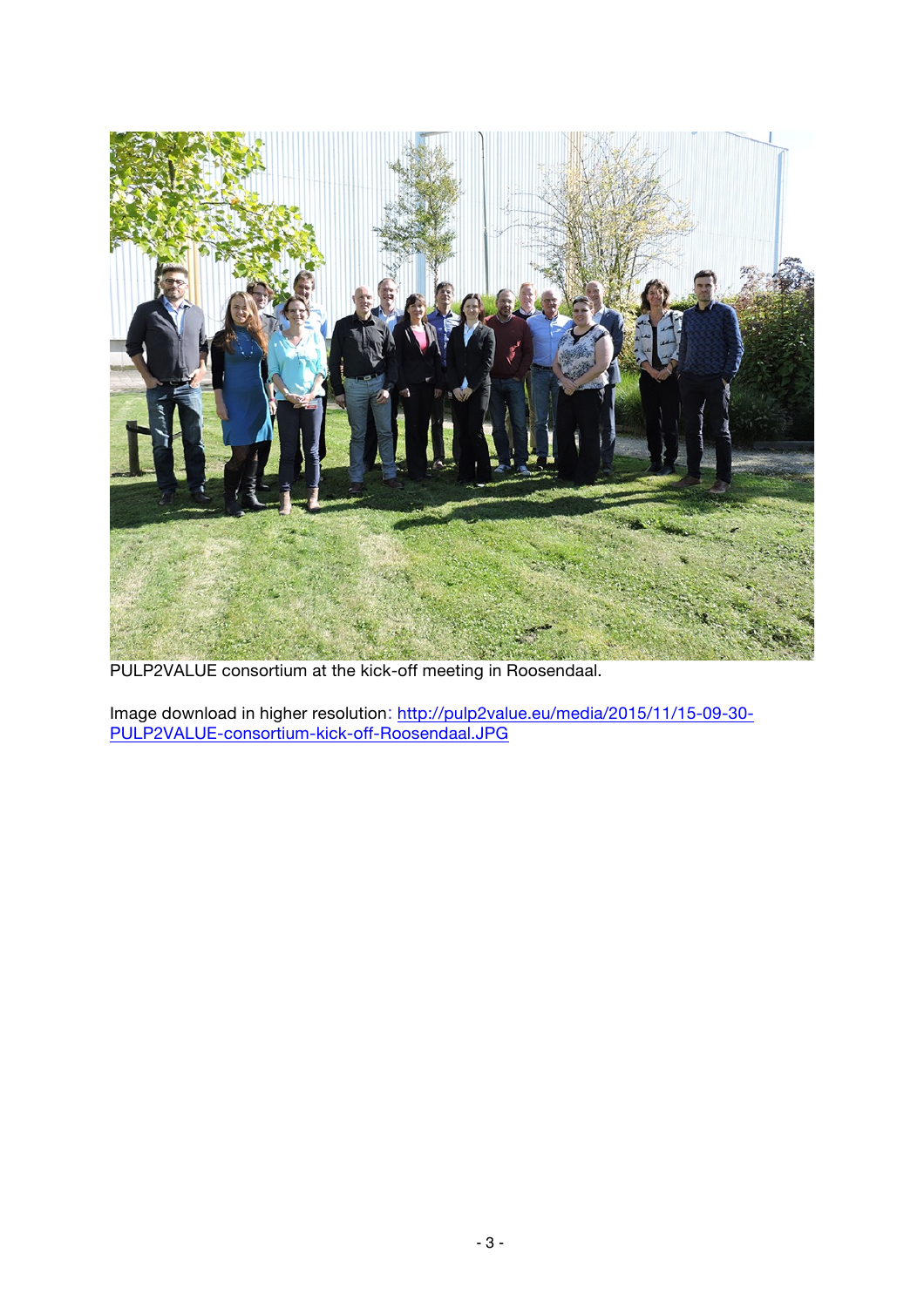PULP2VALUE consortium at the kick-off meeting in Roosendaal.

Image download in higher resolution: [http://pulp2value.eu/media/2015/11/15-09-30-PULP2VALUE-consortium-kick-off-Roosendaal.JPG](http://pulp2value.eu/media/2015/11/15-09-30-PULP2VALUE-consortium-kick-off-Roosendaal.JPG)